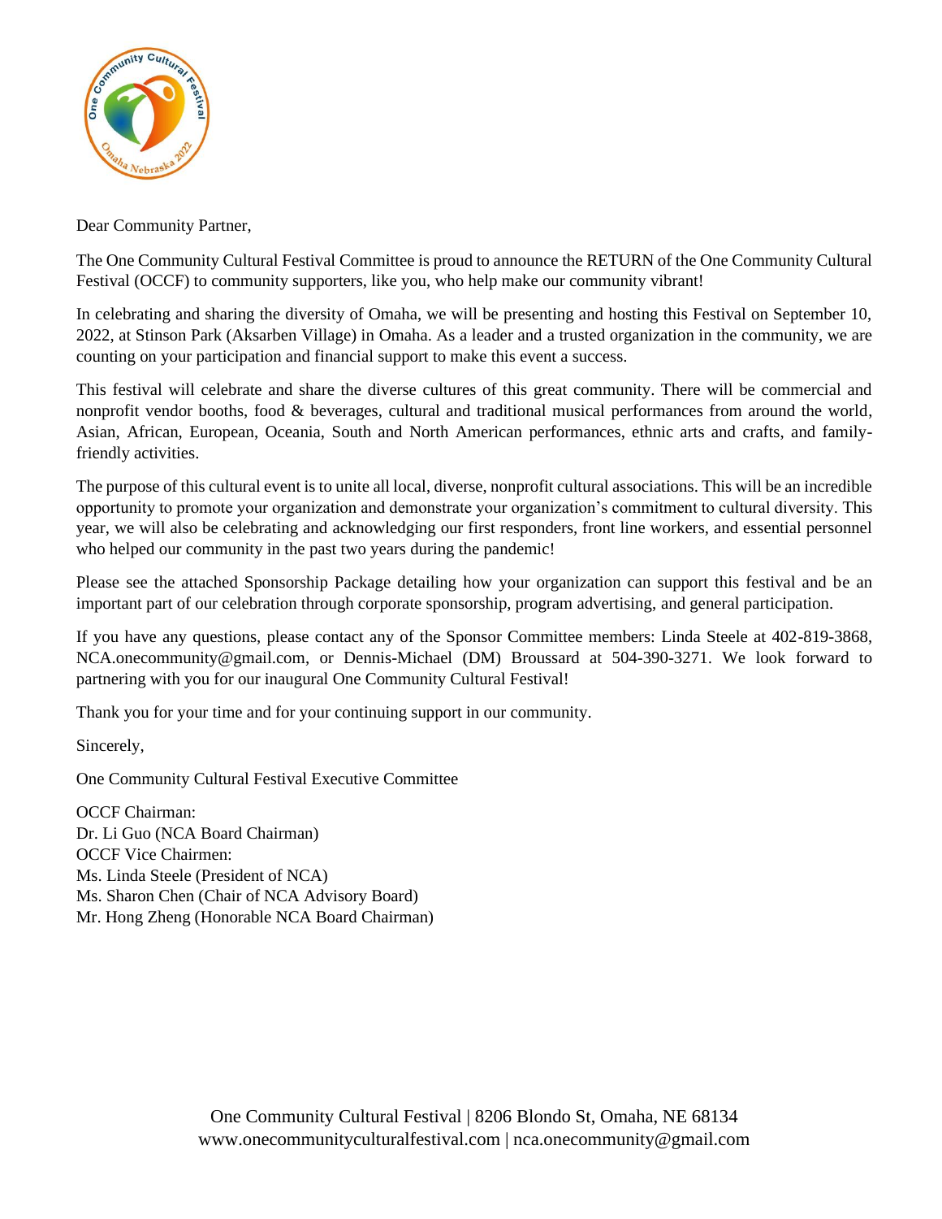Dear Community Partner,

The One Community Cultural Festival Committee is proud to announce the RETURN of the One Community Cultural Festival (OCCF) to community supporters, like you, who help make our community vibrant!

In celebrating and sharing the diversity of Omaha, we will be presenting and hosting this Festival on September 10, 2022, at Stinson Park (Aksarben Village) in Omaha. As a leader and a trusted organization in the community, we are counting on your participation and financial support to make this event a success.

This festival will celebrate and share the diverse cultures of this great community. There will be commercial and nonprofit vendor booths, food & beverages, cultural and traditional musical performances from around the world, Asian, African, European, Oceania, South and North American performances, ethnic arts and crafts, and family-friendly activities.

The purpose of this cultural event is to unite all local, diverse, nonprofit cultural associations. This will be an incredible opportunity to promote your organization and demonstrate your organization's commitment to cultural diversity. This year, we will also be celebrating and acknowledging our first responders, front line workers, and essential personnel who helped our community in the past two years during the pandemic!

Please see the attached Sponsorship Package detailing how your organization can support this festival and be an important part of our celebration through corporate sponsorship, program advertising, and general participation.

If you have any questions, please contact any of the Sponsor Committee members: Linda Steele at 402-819-3868, NCA.onecommunity@gmail.com, or Dennis-Michael (DM) Broussard at 504-390-3271. We look forward to partnering with you for our inaugural One Community Cultural Festival!

Thank you for your time and for your continuing support in our community.

Sincerely,

One Community Cultural Festival Executive Committee

OCCF Chairman:
Dr. Li Guo (NCA Board Chairman)
OCCF Vice Chairmen:
Ms. Linda Steele (President of NCA)
Ms. Sharon Chen (Chair of NCA Advisory Board)
Mr. Hong Zheng (Honorable NCA Board Chairman)

One Community Cultural Festival | 8206 Blondo St, Omaha, NE 68134
www.onecommunityculturalfestival.com | nca.onecommunity@gmail.com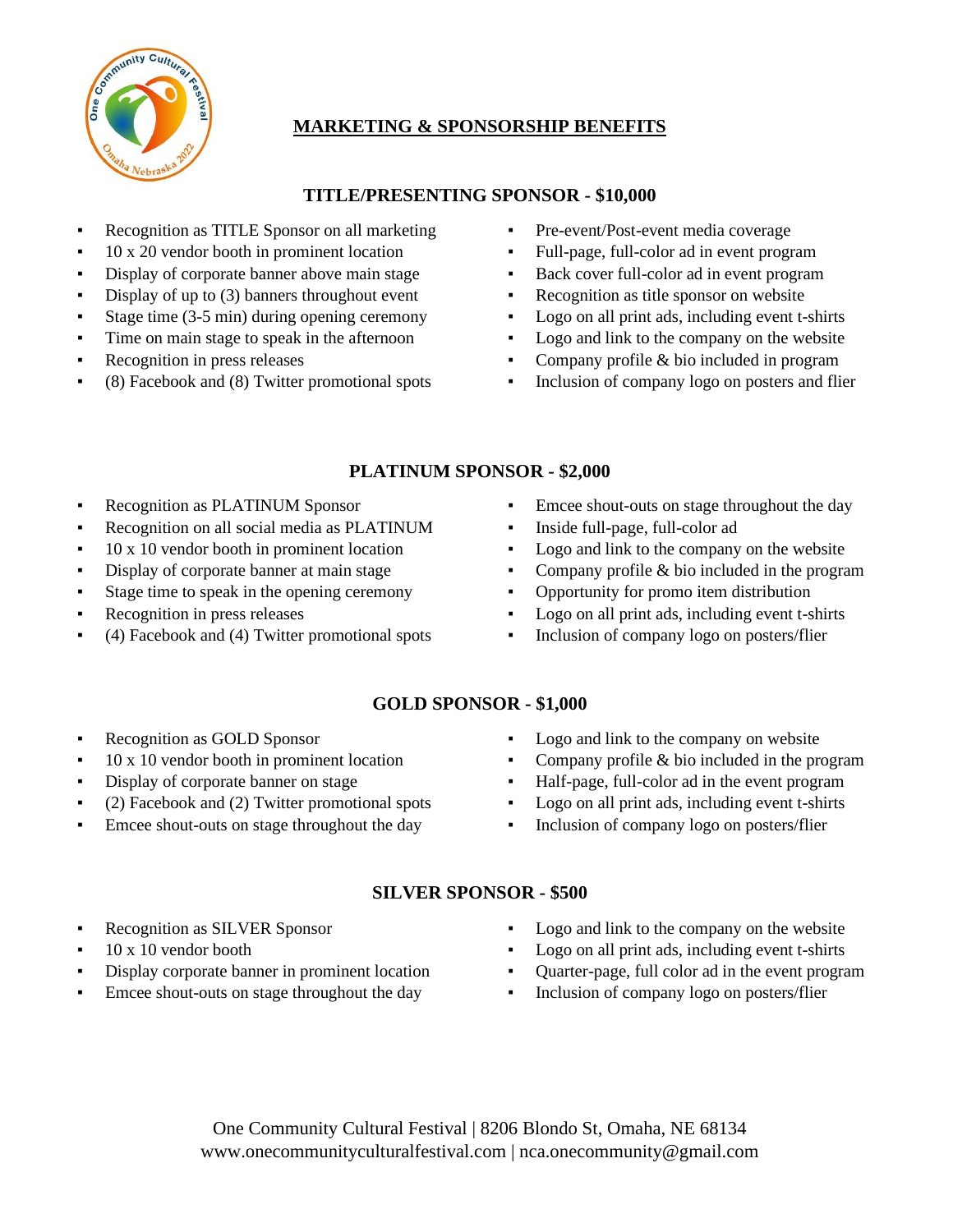## MARKETING & SPONSORSHIP BENEFITS

### TITLE/PRESENTING SPONSOR - $10,000

- Recognition as TITLE Sponsor on all marketing
- 10 x 20 vendor booth in prominent location
- Display of corporate banner above main stage
- Display of up to (3) banners throughout event
- Stage time (3-5 min) during opening ceremony
- Time on main stage to speak in the afternoon
- Recognition in press releases
- (8) Facebook and (8) Twitter promotional spots
- Pre-event/Post-event media coverage
- Full-page, full-color ad in event program
- Back cover full-color ad in event program
- Recognition as title sponsor on website
- Logo on all print ads, including event t-shirts
- Logo and link to the company on the website
- Company profile & bio included in program
- Inclusion of company logo on posters and flier

### PLATINUM SPONSOR - $2,000

- Recognition as PLATINUM Sponsor
- Recognition on all social media as PLATINUM
- 10 x 10 vendor booth in prominent location
- Display of corporate banner at main stage
- Stage time to speak in the opening ceremony
- Recognition in press releases
- (4) Facebook and (4) Twitter promotional spots
- Emcee shout-outs on stage throughout the day
- Inside full-page, full-color ad
- Logo and link to the company on the website
- Company profile & bio included in the program
- Opportunity for promo item distribution
- Logo on all print ads, including event t-shirts
- Inclusion of company logo on posters/flier

### GOLD SPONSOR - $1,000

- Recognition as GOLD Sponsor
- 10 x 10 vendor booth in prominent location
- Display of corporate banner on stage
- (2) Facebook and (2) Twitter promotional spots
- Emcee shout-outs on stage throughout the day
- Logo and link to the company on website
- Company profile & bio included in the program
- Half-page, full-color ad in the event program
- Logo on all print ads, including event t-shirts
- Inclusion of company logo on posters/flier

### SILVER SPONSOR - $500

- Recognition as SILVER Sponsor
- 10 x 10 vendor booth
- Display corporate banner in prominent location
- Emcee shout-outs on stage throughout the day
- Logo and link to the company on the website
- Logo on all print ads, including event t-shirts
- Quarter-page, full color ad in the event program
- Inclusion of company logo on posters/flier

One Community Cultural Festival | 8206 Blondo St, Omaha, NE 68134
www.onecommunityculturalfestival.com | nca.onecommunity@gmail.com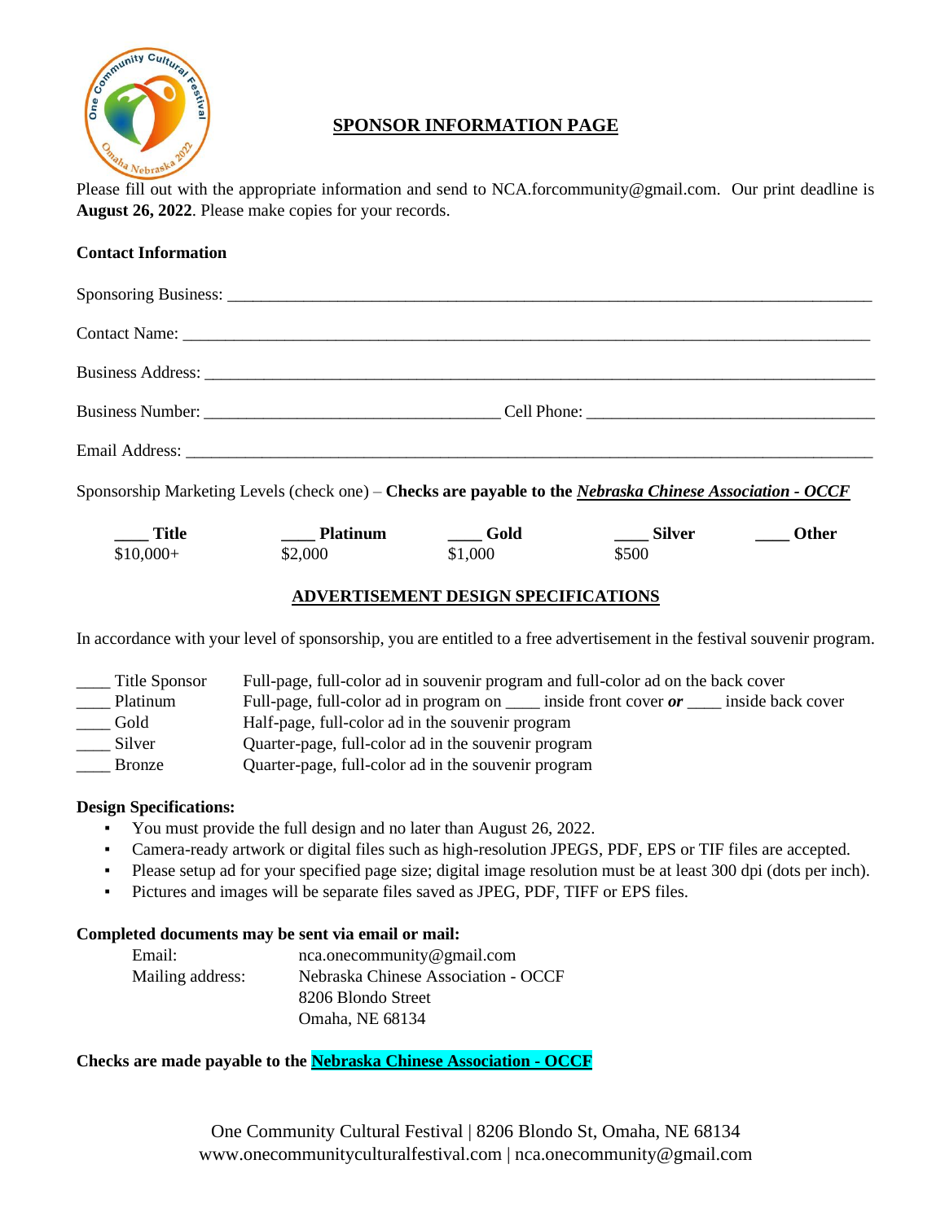## SPONSOR INFORMATION PAGE

Please fill out with the appropriate information and send to NCA.forcommunity@gmail.com. Our print deadline is **August 26, 2022**. Please make copies for your records.

**Contact Information**

Sponsoring Business: ______________________________________________

Contact Name: ______________________________________________

Business Address: ______________________________________________

Business Number: ______________________ Cell Phone: ______________________

Email Address: ______________________________________________

Sponsorship Marketing Levels (check one) – **Checks are payable to the *Nebraska Chinese Association - OCCF***

| | | | | |
|---|---|---|---|---|
| ____ **Title** | ____ **Platinum** | ____ **Gold** | ____ **Silver** | ____ **Other** |
| $10,000+ | $2,000 | $1,000 | $500 | |

## ADVERTISEMENT DESIGN SPECIFICATIONS

In accordance with your level of sponsorship, you are entitled to a free advertisement in the festival souvenir program.

| | |
|---|---|
| ____ Title Sponsor | Full-page, full-color ad in souvenir program and full-color ad on the back cover |
| ____ Platinum | Full-page, full-color ad in program on ____ inside front cover ***or*** ____ inside back cover |
| ____ Gold | Half-page, full-color ad in the souvenir program |
| ____ Silver | Quarter-page, full-color ad in the souvenir program |
| ____ Bronze | Quarter-page, full-color ad in the souvenir program |

**Design Specifications:**

- You must provide the full design and no later than August 26, 2022.
- Camera-ready artwork or digital files such as high-resolution JPEGS, PDF, EPS or TIF files are accepted.
- Please setup ad for your specified page size; digital image resolution must be at least 300 dpi (dots per inch).
- Pictures and images will be separate files saved as JPEG, PDF, TIFF or EPS files.

**Completed documents may be sent via email or mail:**

Email: nca.onecommunity@gmail.com

Mailing address: Nebraska Chinese Association - OCCF
8206 Blondo Street
Omaha, NE 68134

**Checks are made payable to the Nebraska Chinese Association - OCCF**

One Community Cultural Festival | 8206 Blondo St, Omaha, NE 68134
www.onecommunityculturalfestival.com | nca.onecommunity@gmail.com